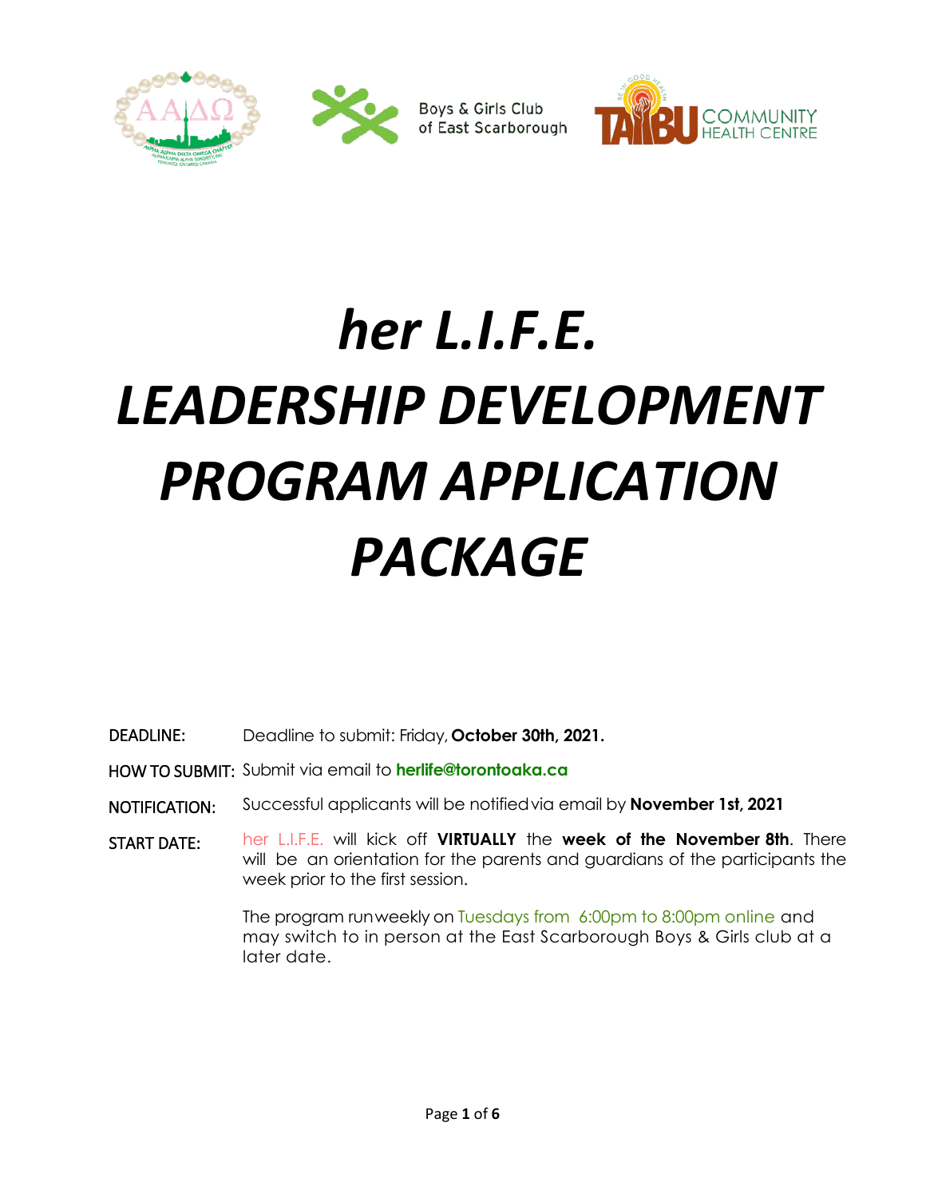Boys & Girls Club of East Scarborough

TAIBU COMMUNITY HEALTH CENTRE

# *her L.I.F.E. LEADERSHIP DEVELOPMENT PROGRAM APPLICATION PACKAGE*

DEADLINE: Deadline to submit: Friday, **October 30th, 2021.**

HOW TO SUBMIT: Submit via email to **herlife@torontoaka.ca**

NOTIFICATION: Successful applicants will be notified via email by **November 1st, 2021**

START DATE: her L.I.F.E. will kick off **VIRTUALLY** the **week of the November 8th**. There will be an orientation for the parents and guardians of the participants the week prior to the first session.

The program run weekly on Tuesdays from 6:00pm to 8:00pm online and may switch to in person at the East Scarborough Boys & Girls club at a later date.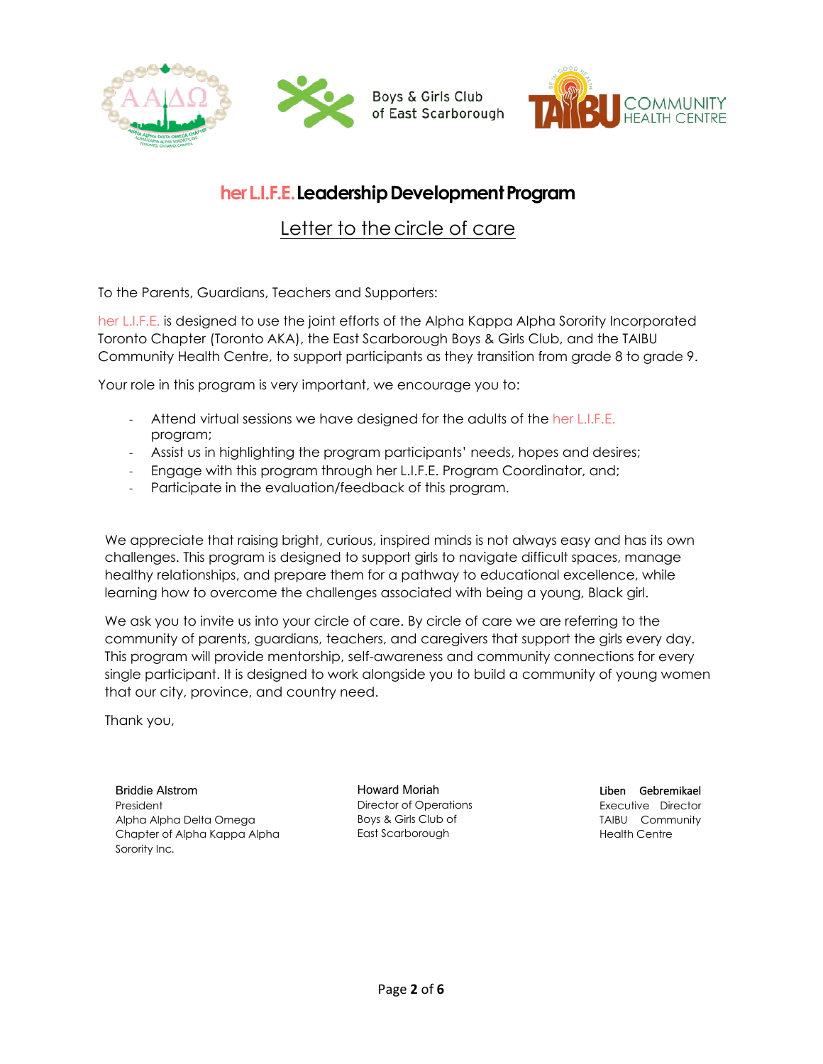# her L.I.F.E. Leadership Development Program

## Letter to the circle of care

To the Parents, Guardians, Teachers and Supporters:

her L.I.F.E. is designed to use the joint efforts of the Alpha Kappa Alpha Sorority Incorporated Toronto Chapter (Toronto AKA), the East Scarborough Boys & Girls Club, and the TAIBU Community Health Centre, to support participants as they transition from grade 8 to grade 9.

Your role in this program is very important, we encourage you to:

- Attend virtual sessions we have designed for the adults of the her L.I.F.E. program;
- Assist us in highlighting the program participants' needs, hopes and desires;
- Engage with this program through her L.I.F.E. Program Coordinator, and;
- Participate in the evaluation/feedback of this program.

We appreciate that raising bright, curious, inspired minds is not always easy and has its own challenges. This program is designed to support girls to navigate difficult spaces, manage healthy relationships, and prepare them for a pathway to educational excellence, while learning how to overcome the challenges associated with being a young, Black girl.

We ask you to invite us into your circle of care. By circle of care we are referring to the community of parents, guardians, teachers, and caregivers that support the girls every day. This program will provide mentorship, self-awareness and community connections for every single participant. It is designed to work alongside you to build a community of young women that our city, province, and country need.

Thank you,

Briddie Alstrom
President
Alpha Alpha Delta Omega Chapter of Alpha Kappa Alpha Sorority Inc.

Howard Moriah
Director of Operations
Boys & Girls Club of East Scarborough

Liben Gebremikael
Executive Director
TAIBU Community Health Centre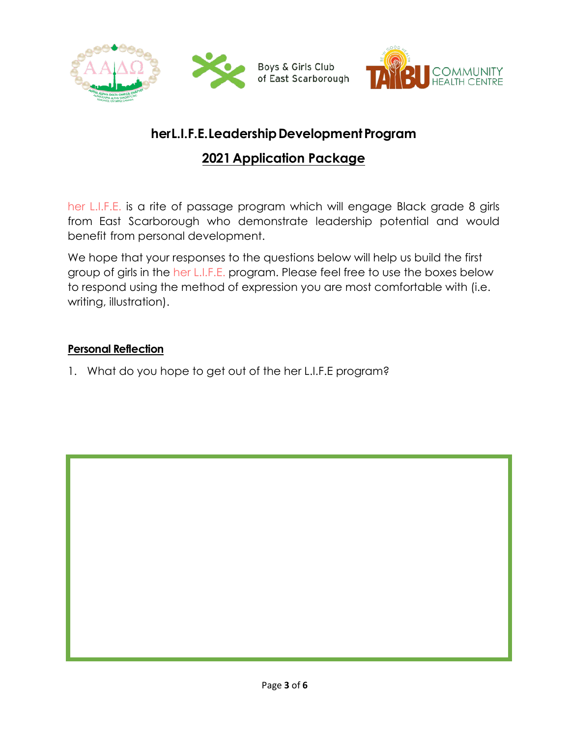Boys & Girls Club of East Scarborough

TAIBU COMMUNITY HEALTH CENTRE

## herL.I.F.E. Leadership Development Program

## 2021 Application Package

her L.I.F.E. is a rite of passage program which will engage Black grade 8 girls from East Scarborough who demonstrate leadership potential and would benefit from personal development.

We hope that your responses to the questions below will help us build the first group of girls in the her L.I.F.E. program. Please feel free to use the boxes below to respond using the method of expression you are most comfortable with (i.e. writing, illustration).

### Personal Reflection

1. What do you hope to get out of the her L.I.F.E program?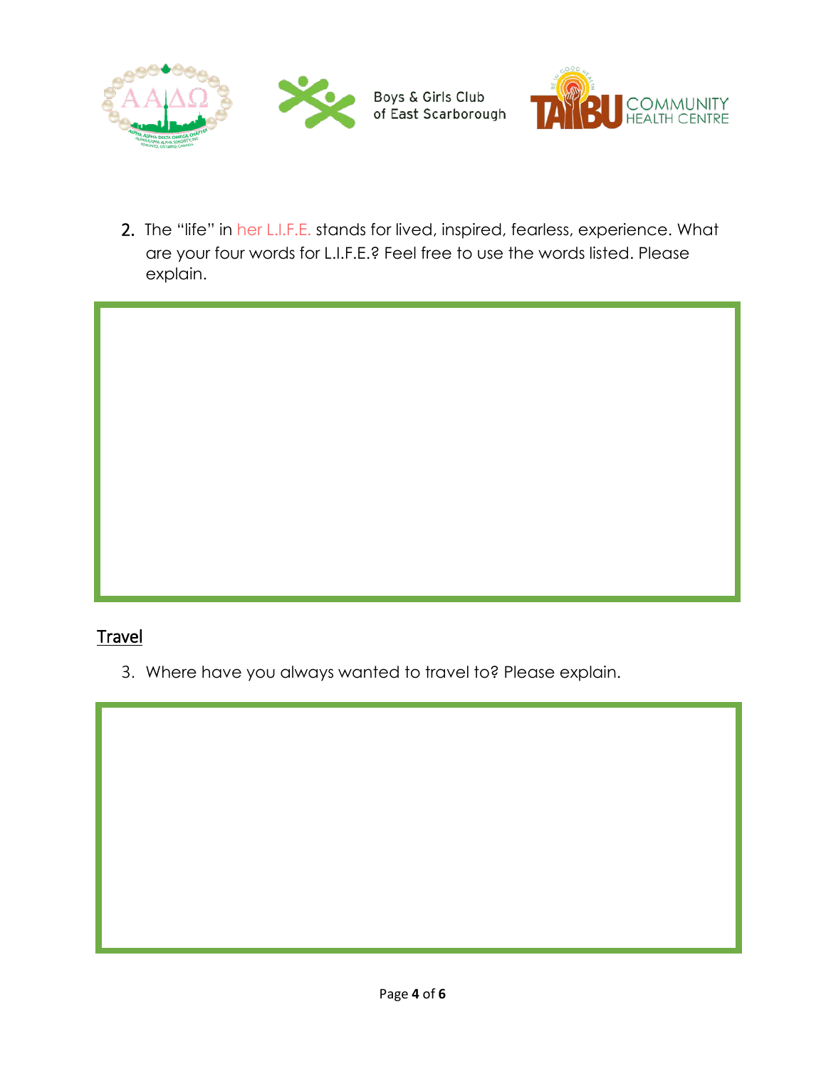2. The “life” in her L.I.F.E. stands for lived, inspired, fearless, experience. What are your four words for L.I.F.E.? Feel free to use the words listed. Please explain.

## Travel

3. Where have you always wanted to travel to? Please explain.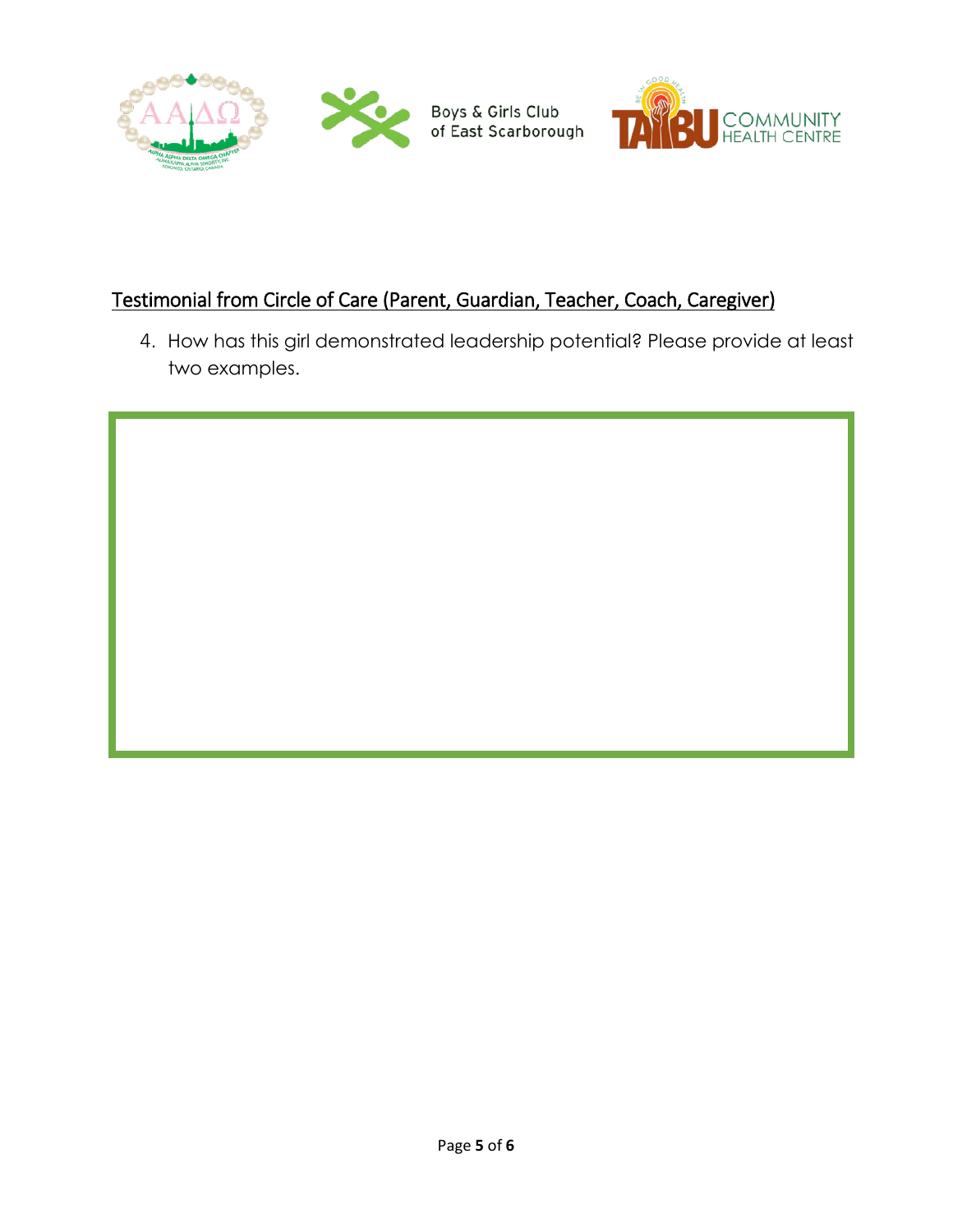Boys & Girls Club of East Scarborough

TAIBU COMMUNITY HEALTH CENTRE

## Testimonial from Circle of Care (Parent, Guardian, Teacher, Coach, Caregiver)

4. How has this girl demonstrated leadership potential? Please provide at least two examples.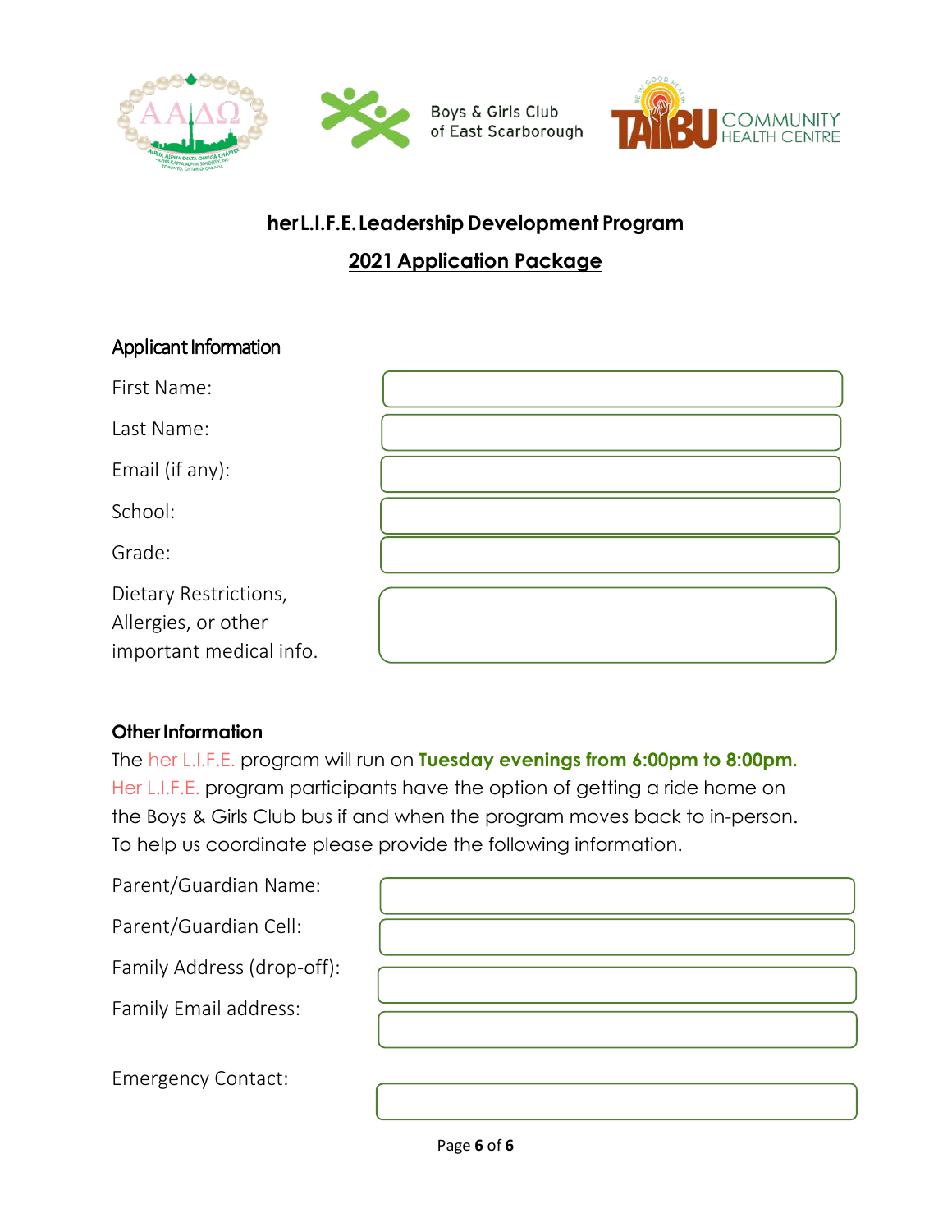# herL.I.F.E. Leadership Development Program

## 2021 Application Package

### Applicant Information

First Name:

Last Name:

Email (if any):

School:

Grade:

Dietary Restrictions, Allergies, or other important medical info.

### Other Information

The her L.I.F.E. program will run on **Tuesday evenings from 6:00pm to 8:00pm.** Her L.I.F.E. program participants have the option of getting a ride home on the Boys & Girls Club bus if and when the program moves back to in-person. To help us coordinate please provide the following information.

Parent/Guardian Name:

Parent/Guardian Cell:

Family Address (drop-off):

Family Email address:

Emergency Contact: